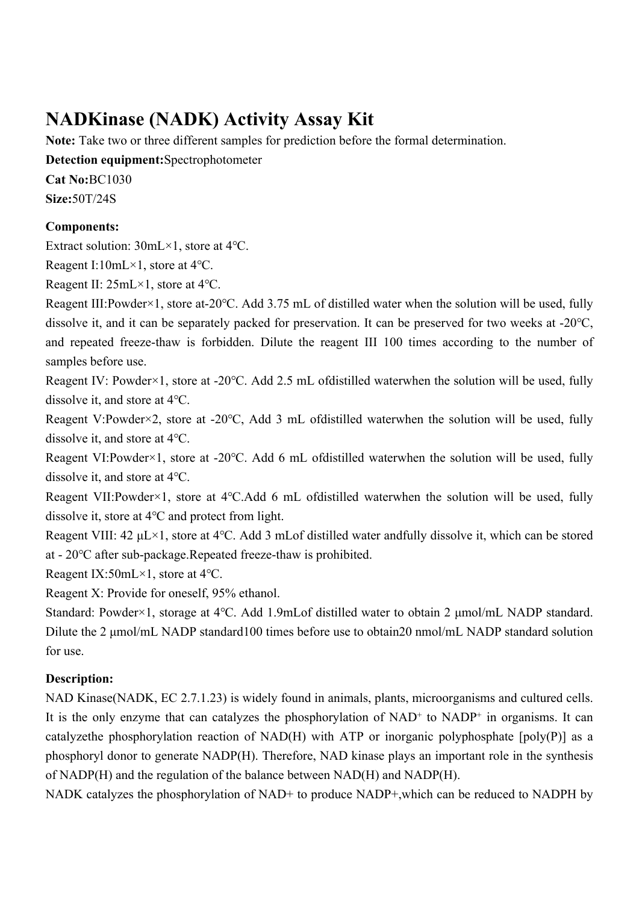# NADKinase (NADK) Activity Assay Kit

**Note:** Take two or three different samples for prediction before the formal determination.

**Detection equipment:**Spectrophotometer

**Cat No:**BC1030

**Size:**50T/24S

**Components:**

Extract solution: 30mL×1, store at 4℃.

Reagent I:10mL×1, store at 4℃.

Reagent II: 25mL×1, store at 4℃.

Reagent III:Powder×1, store at-20℃. Add 3.75 mL of distilled water when the solution will be used, fully dissolve it, and it can be separately packed for preservation. It can be preserved for two weeks at -20℃, and repeated freeze-thaw is forbidden. Dilute the reagent III 100 times according to the number of samples before use.

Reagent IV: Powder×1, store at -20℃. Add 2.5 mL ofdistilled waterwhen the solution will be used, fully dissolve it, and store at 4℃.

Reagent V:Powder×2, store at -20℃, Add 3 mL ofdistilled waterwhen the solution will be used, fully dissolve it, and store at 4℃.

Reagent VI:Powder×1, store at -20℃. Add 6 mL ofdistilled waterwhen the solution will be used, fully dissolve it, and store at 4℃.

Reagent VII:Powder×1, store at 4℃.Add 6 mL ofdistilled waterwhen the solution will be used, fully dissolve it, store at 4℃ and protect from light.

Reagent VIII: 42 μL×1, store at 4℃. Add 3 mLof distilled water andfully dissolve it, which can be stored at - 20℃ after sub-package.Repeated freeze-thaw is prohibited.

Reagent IX:50mL×1, store at 4℃.

Reagent X: Provide for oneself, 95% ethanol.

Standard: Powder×1, storage at 4℃. Add 1.9mLof distilled water to obtain 2 μmol/mL NADP standard. Dilute the 2 μmol/mL NADP standard100 times before use to obtain20 nmol/mL NADP standard solution for use.

**Description:**

NAD Kinase(NADK, EC 2.7.1.23) is widely found in animals, plants, microorganisms and cultured cells. It is the only enzyme that can catalyzes the phosphorylation of $NAD^+$ to $NADP^+$ in organisms. It can catalyzethe phosphorylation reaction of NAD(H) with ATP or inorganic polyphosphate [poly(P)] as a phosphoryl donor to generate NADP(H). Therefore, NAD kinase plays an important role in the synthesis of NADP(H) and the regulation of the balance between NAD(H) and NADP(H).

NADK catalyzes the phosphorylation of NAD+ to produce NADP+,which can be reduced to NADPH by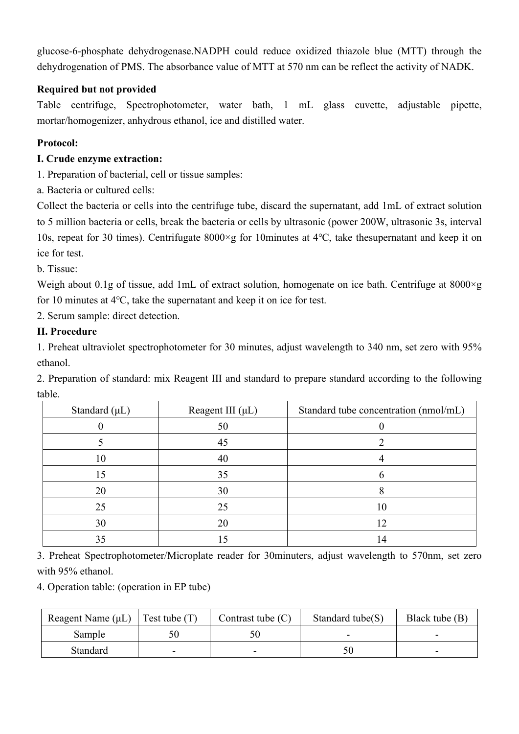glucose-6-phosphate dehydrogenase.NADPH could reduce oxidized thiazole blue (MTT) through the dehydrogenation of PMS. The absorbance value of MTT at 570 nm can be reflect the activity of NADK.

**Required but not provided**

Table centrifuge, Spectrophotometer, water bath, 1 mL glass cuvette, adjustable pipette, mortar/homogenizer, anhydrous ethanol, ice and distilled water.

**Protocol:**

**I. Crude enzyme extraction:**

1. Preparation of bacterial, cell or tissue samples:

a. Bacteria or cultured cells:

Collect the bacteria or cells into the centrifuge tube, discard the supernatant, add 1mL of extract solution to 5 million bacteria or cells, break the bacteria or cells by ultrasonic (power 200W, ultrasonic 3s, interval 10s, repeat for 30 times). Centrifugate 8000×g for 10minutes at 4℃, take thesupernatant and keep it on ice for test.

b. Tissue:

Weigh about 0.1g of tissue, add 1mL of extract solution, homogenate on ice bath. Centrifuge at 8000×g for 10 minutes at 4℃, take the supernatant and keep it on ice for test.

2. Serum sample: direct detection.

**II. Procedure**

1. Preheat ultraviolet spectrophotometer for 30 minutes, adjust wavelength to 340 nm, set zero with 95% ethanol.

2. Preparation of standard: mix Reagent III and standard to prepare standard according to the following table.

| Standard (μL) | Reagent III (μL) | Standard tube concentration (nmol/mL) |
|---|---|---|
| 0 | 50 | 0 |
| 5 | 45 | 2 |
| 10 | 40 | 4 |
| 15 | 35 | 6 |
| 20 | 30 | 8 |
| 25 | 25 | 10 |
| 30 | 20 | 12 |
| 35 | 15 | 14 |

3. Preheat Spectrophotometer/Microplate reader for 30minuters, adjust wavelength to 570nm, set zero with 95% ethanol.

4. Operation table: (operation in EP tube)

| Reagent Name (μL) | Test tube (T) | Contrast tube (C) | Standard tube(S) | Black tube (B) |
|---|---|---|---|---|
| Sample | 50 | 50 | - | - |
| Standard | - | - | 50 | - |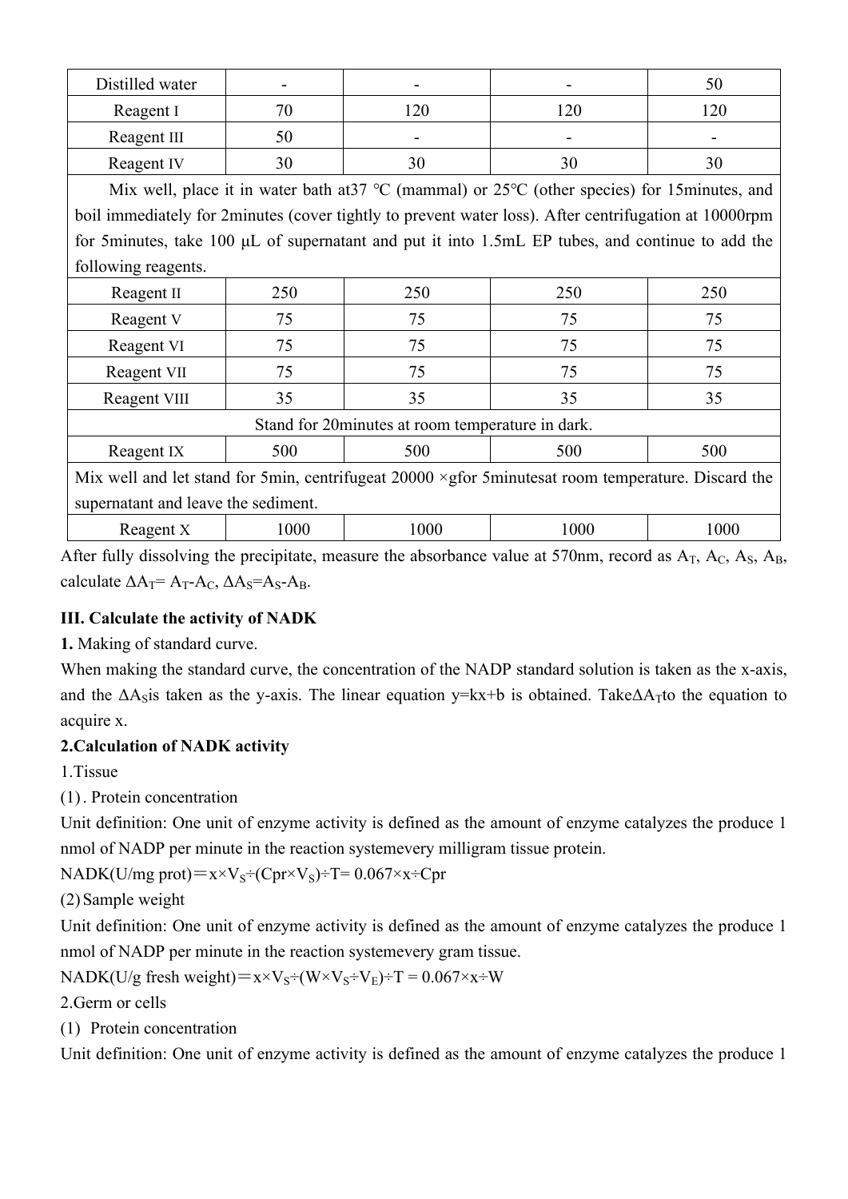| Distilled water | - | - | - | 50 |
|---|---|---|---|---|
| Reagent I | 70 | 120 | 120 | 120 |
| Reagent III | 50 | - | - | - |
| Reagent IV | 30 | 30 | 30 | 30 |
| Mix well, place it in water bath at37 ℃ (mammal) or 25℃ (other species) for 15minutes, and boil immediately for 2minutes (cover tightly to prevent water loss). After centrifugation at 10000rpm for 5minutes, take 100 μL of supernatant and put it into 1.5mL EP tubes, and continue to add the following reagents. | | | | |
| Reagent II | 250 | 250 | 250 | 250 |
| Reagent V | 75 | 75 | 75 | 75 |
| Reagent VI | 75 | 75 | 75 | 75 |
| Reagent VII | 75 | 75 | 75 | 75 |
| Reagent VIII | 35 | 35 | 35 | 35 |
| Stand for 20minutes at room temperature in dark. | | | | |
| Reagent IX | 500 | 500 | 500 | 500 |
| Mix well and let stand for 5min, centrifugeat 20000 ×gfor 5minutesat room temperature. Discard the supernatant and leave the sediment. | | | | |
| Reagent X | 1000 | 1000 | 1000 | 1000 |

After fully dissolving the precipitate, measure the absorbance value at 570nm, record as $A_T$, $A_C$, $A_S$, $A_B$, calculate $\Delta A_T = A_T - A_C$, $\Delta A_S = A_S - A_B$.

**III. Calculate the activity of NADK**

**1.** Making of standard curve.

When making the standard curve, the concentration of the NADP standard solution is taken as the x-axis, and the $\Delta A_S$is taken as the y-axis. The linear equation y=kx+b is obtained. Take$\Delta A_T$to the equation to acquire x.

**2.Calculation of NADK activity**

1.Tissue

(1). Protein concentration

Unit definition: One unit of enzyme activity is defined as the amount of enzyme catalyzes the produce 1 nmol of NADP per minute in the reaction systemevery milligram tissue protein.

NADK(U/mg prot)$= x \times V_S \div (Cpr \times V_S) \div T = 0.067 \times x \div Cpr$

(2) Sample weight

Unit definition: One unit of enzyme activity is defined as the amount of enzyme catalyzes the produce 1 nmol of NADP per minute in the reaction systemevery gram tissue.

NADK(U/g fresh weight)$= x \times V_S \div (W \times V_S \div V_E) \div T = 0.067 \times x \div W$

2.Germ or cells

(1) Protein concentration

Unit definition: One unit of enzyme activity is defined as the amount of enzyme catalyzes the produce 1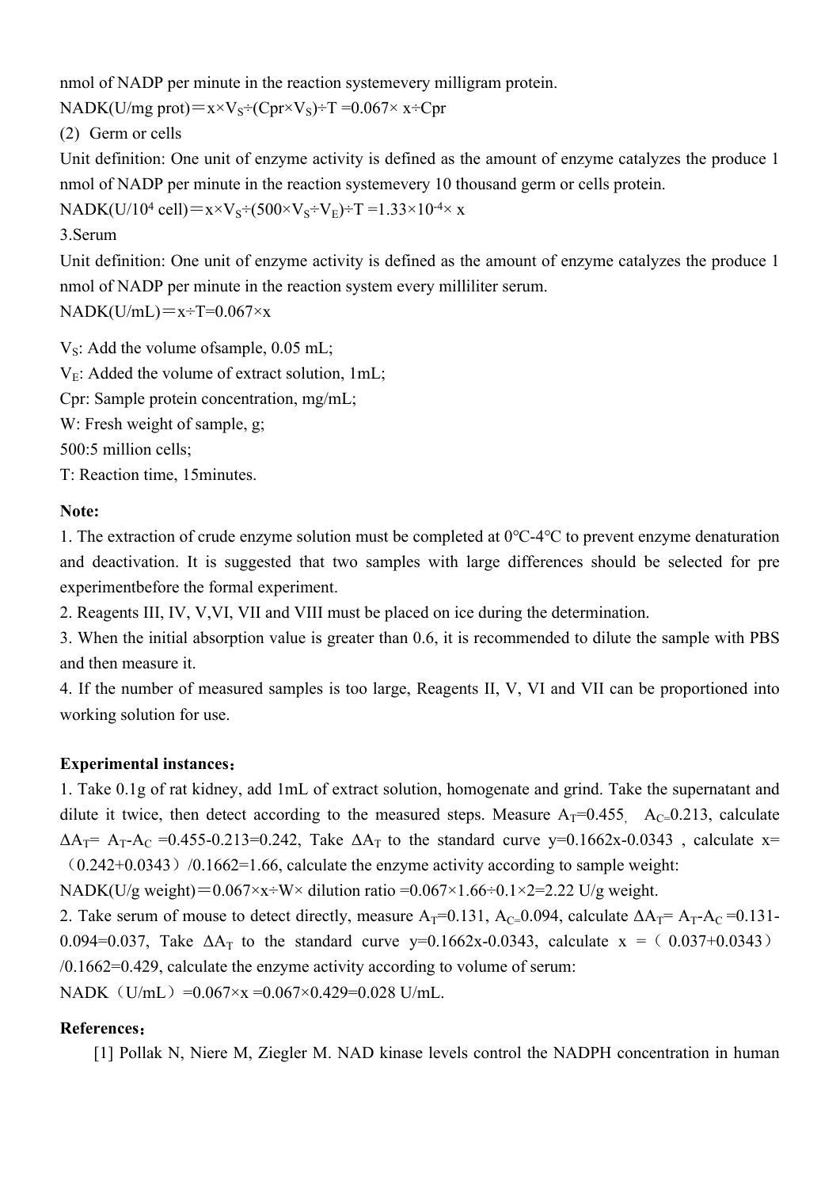nmol of NADP per minute in the reaction systemevery milligram protein.

NADK(U/mg prot)$=x\times V_S\div(Cpr\times V_S)\div T=0.067\times x\div Cpr$

(2) Germ or cells

Unit definition: One unit of enzyme activity is defined as the amount of enzyme catalyzes the produce 1 nmol of NADP per minute in the reaction systemevery 10 thousand germ or cells protein.

NADK(U/$10^4$ cell)$=x\times V_S\div(500\times V_S\div V_E)\div T=1.33\times10^{-4}\times x$

3.Serum

Unit definition: One unit of enzyme activity is defined as the amount of enzyme catalyzes the produce 1 nmol of NADP per minute in the reaction system every milliliter serum.

NADK(U/mL)$=x\div T=0.067\times x$

$V_S$: Add the volume ofsample, 0.05 mL;

$V_E$: Added the volume of extract solution, 1mL;

Cpr: Sample protein concentration, mg/mL;

W: Fresh weight of sample, g;

500:5 million cells;

T: Reaction time, 15minutes.

**Note:**

1. The extraction of crude enzyme solution must be completed at 0°C-4°C to prevent enzyme denaturation and deactivation. It is suggested that two samples with large differences should be selected for pre experimentbefore the formal experiment.
2. Reagents III, IV, V,VI, VII and VIII must be placed on ice during the determination.
3. When the initial absorption value is greater than 0.6, it is recommended to dilute the sample with PBS and then measure it.
4. If the number of measured samples is too large, Reagents II, V, VI and VII can be proportioned into working solution for use.

**Experimental instances：**

1. Take 0.1g of rat kidney, add 1mL of extract solution, homogenate and grind. Take the supernatant and dilute it twice, then detect according to the measured steps. Measure $A_T=0.455$, $A_C=0.213$, calculate $\Delta A_T=A_T-A_C=0.455-0.213=0.242$, Take $\Delta A_T$ to the standard curve $y=0.1662x-0.0343$ , calculate $x=(0.242+0.0343)/0.1662=1.66$, calculate the enzyme activity according to sample weight:

NADK(U/g weight)$=0.067\times x\div W\times$ dilution ratio $=0.067\times1.66\div0.1\times2=2.22$ U/g weight.

2. Take serum of mouse to detect directly, measure $A_T=0.131$, $A_C=0.094$, calculate $\Delta A_T=A_T-A_C=0.131-0.094=0.037$, Take $\Delta A_T$ to the standard curve $y=0.1662x-0.0343$, calculate $x=(0.037+0.0343)/0.1662=0.429$, calculate the enzyme activity according to volume of serum:

NADK（U/mL）$=0.067\times x=0.067\times0.429=0.028$ U/mL.

**References：**

[1] Pollak N, Niere M, Ziegler M. NAD kinase levels control the NADPH concentration in human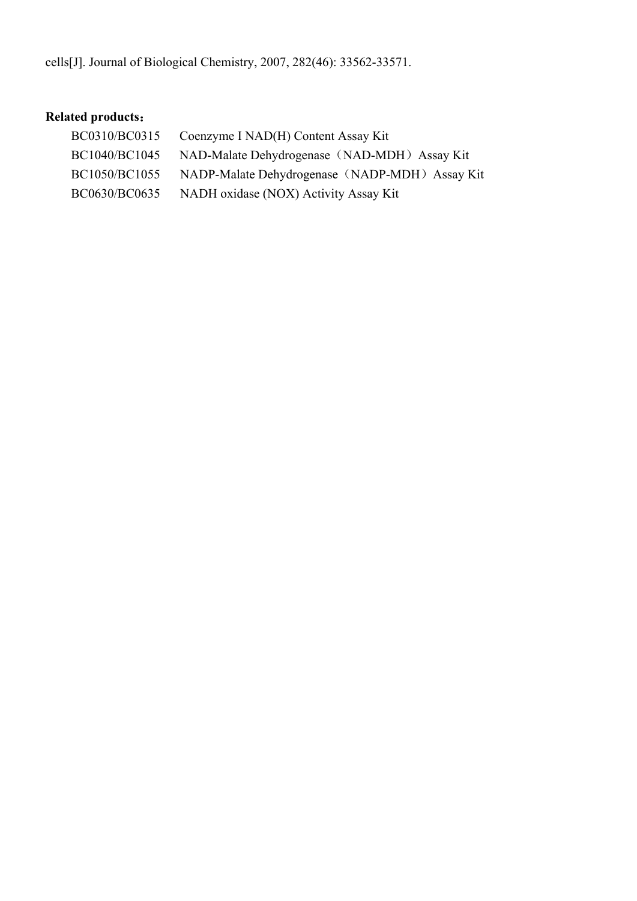cells[J]. Journal of Biological Chemistry, 2007, 282(46): 33562-33571.

**Related products：**

BC0310/BC0315 Coenzyme I NAD(H) Content Assay Kit

BC1040/BC1045 NAD-Malate Dehydrogenase（NAD-MDH）Assay Kit

BC1050/BC1055 NADP-Malate Dehydrogenase（NADP-MDH）Assay Kit

BC0630/BC0635 NADH oxidase (NOX) Activity Assay Kit